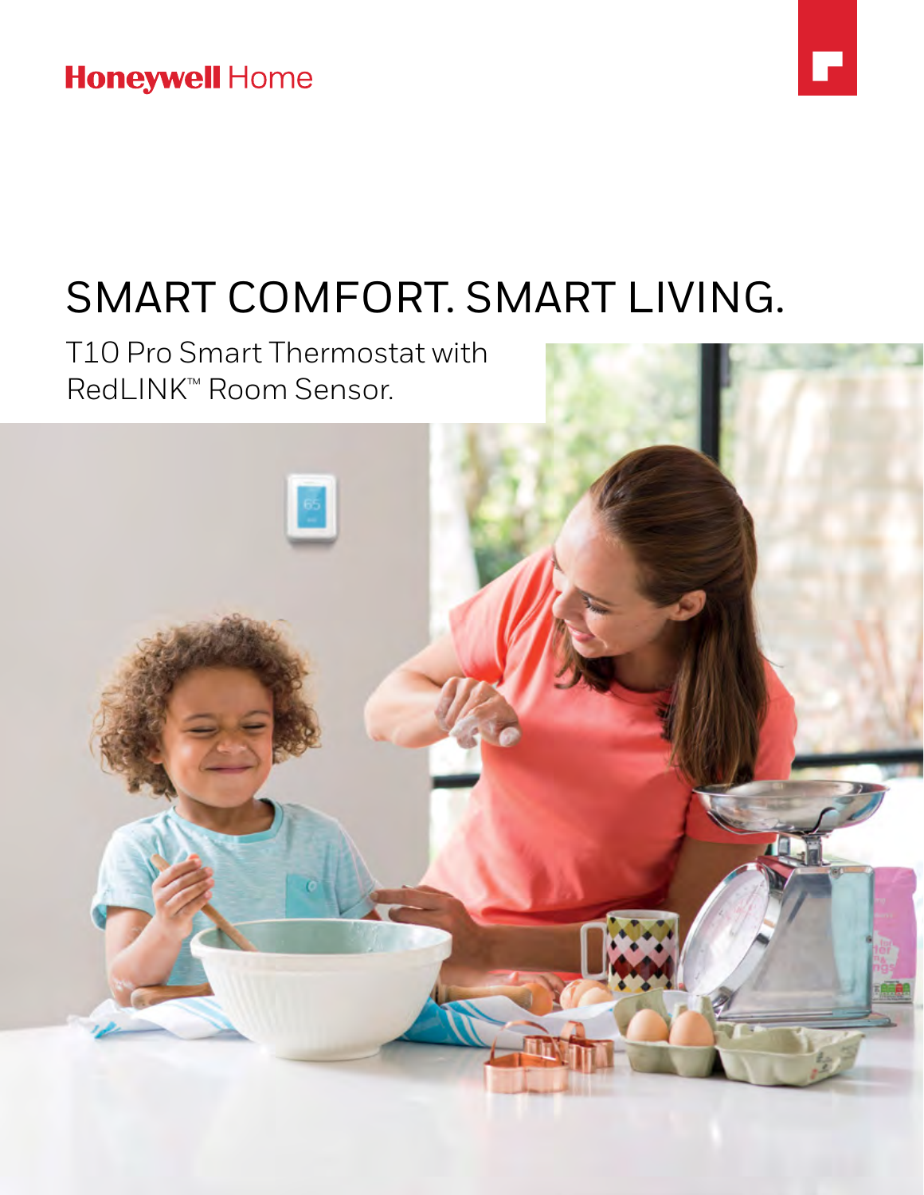Honeywell Home

# SMART COMFORT. SMART LIVING.

T10 Pro Smart Thermostat with RedLINK™ Room Sensor.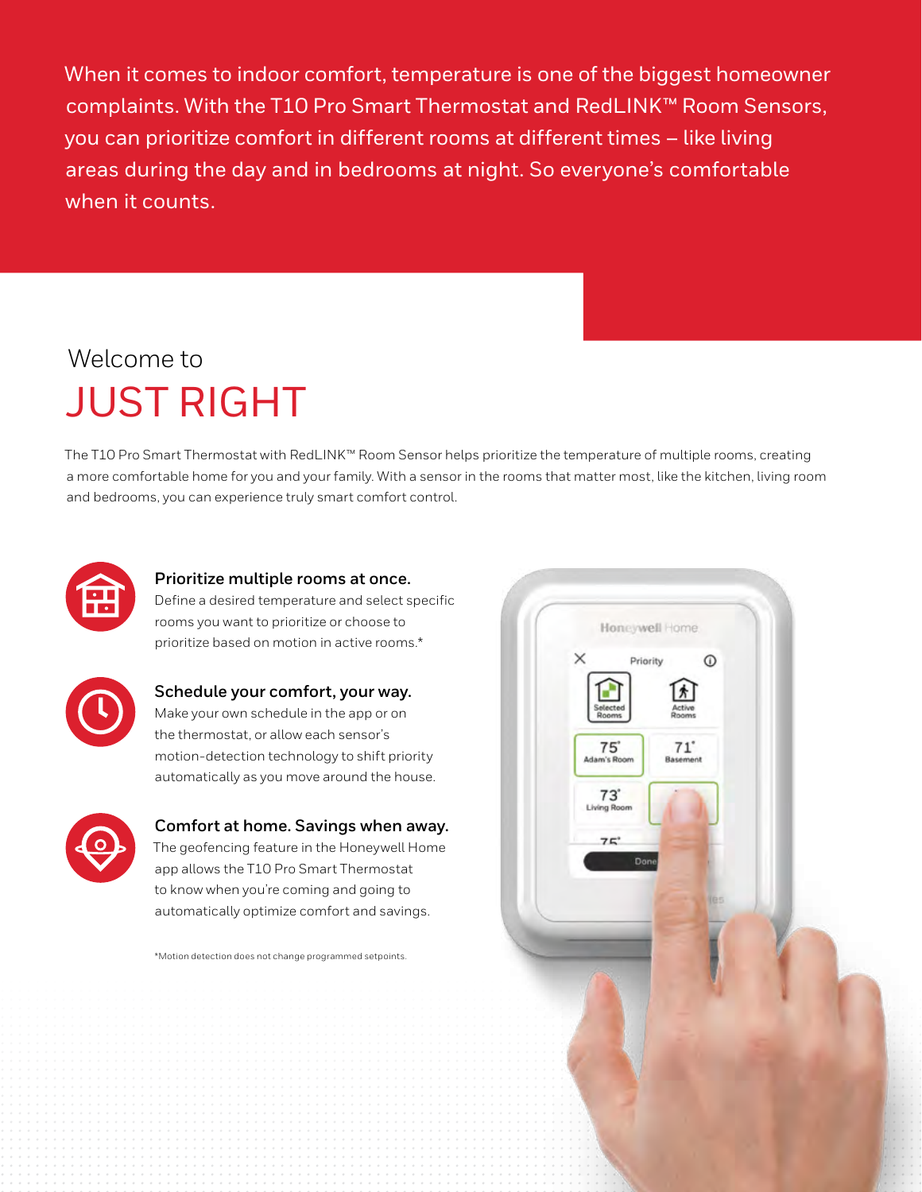When it comes to indoor comfort, temperature is one of the biggest homeowner complaints. With the T10 Pro Smart Thermostat and RedLINK™ Room Sensors, you can prioritize comfort in different rooms at different times – like living areas during the day and in bedrooms at night. So everyone's comfortable when it counts.

Welcome to

# JUST RIGHT

The T10 Pro Smart Thermostat with RedLINK™ Room Sensor helps prioritize the temperature of multiple rooms, creating a more comfortable home for you and your family. With a sensor in the rooms that matter most, like the kitchen, living room and bedrooms, you can experience truly smart comfort control.

**Prioritize multiple rooms at once.**
Define a desired temperature and select specific rooms you want to prioritize or choose to prioritize based on motion in active rooms.*

**Schedule your comfort, your way.**
Make your own schedule in the app or on the thermostat, or allow each sensor's motion-detection technology to shift priority automatically as you move around the house.

**Comfort at home. Savings when away.**
The geofencing feature in the Honeywell Home app allows the T10 Pro Smart Thermostat to know when you're coming and going to automatically optimize comfort and savings.

*Motion detection does not change programmed setpoints.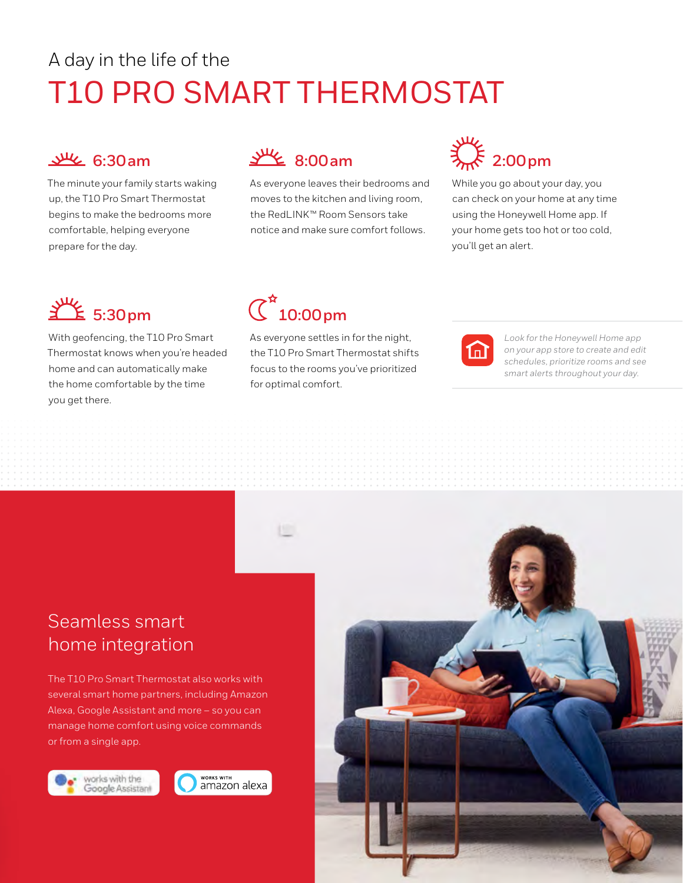A day in the life of the

# T10 PRO SMART THERMOSTAT

### 6:30 am

The minute your family starts waking up, the T10 Pro Smart Thermostat begins to make the bedrooms more comfortable, helping everyone prepare for the day.

### 8:00 am

As everyone leaves their bedrooms and moves to the kitchen and living room, the RedLINK™ Room Sensors take notice and make sure comfort follows.

### 2:00 pm

While you go about your day, you can check on your home at any time using the Honeywell Home app. If your home gets too hot or too cold, you'll get an alert.

### 5:30 pm

With geofencing, the T10 Pro Smart Thermostat knows when you're headed home and can automatically make the home comfortable by the time you get there.

### 10:00 pm

As everyone settles in for the night, the T10 Pro Smart Thermostat shifts focus to the rooms you've prioritized for optimal comfort.

*Look for the Honeywell Home app on your app store to create and edit schedules, prioritize rooms and see smart alerts throughout your day.*

## Seamless smart home integration

The T10 Pro Smart Thermostat also works with several smart home partners, including Amazon Alexa, Google Assistant and more – so you can manage home comfort using voice commands or from a single app.

works with the Google Assistant

WORKS WITH amazon alexa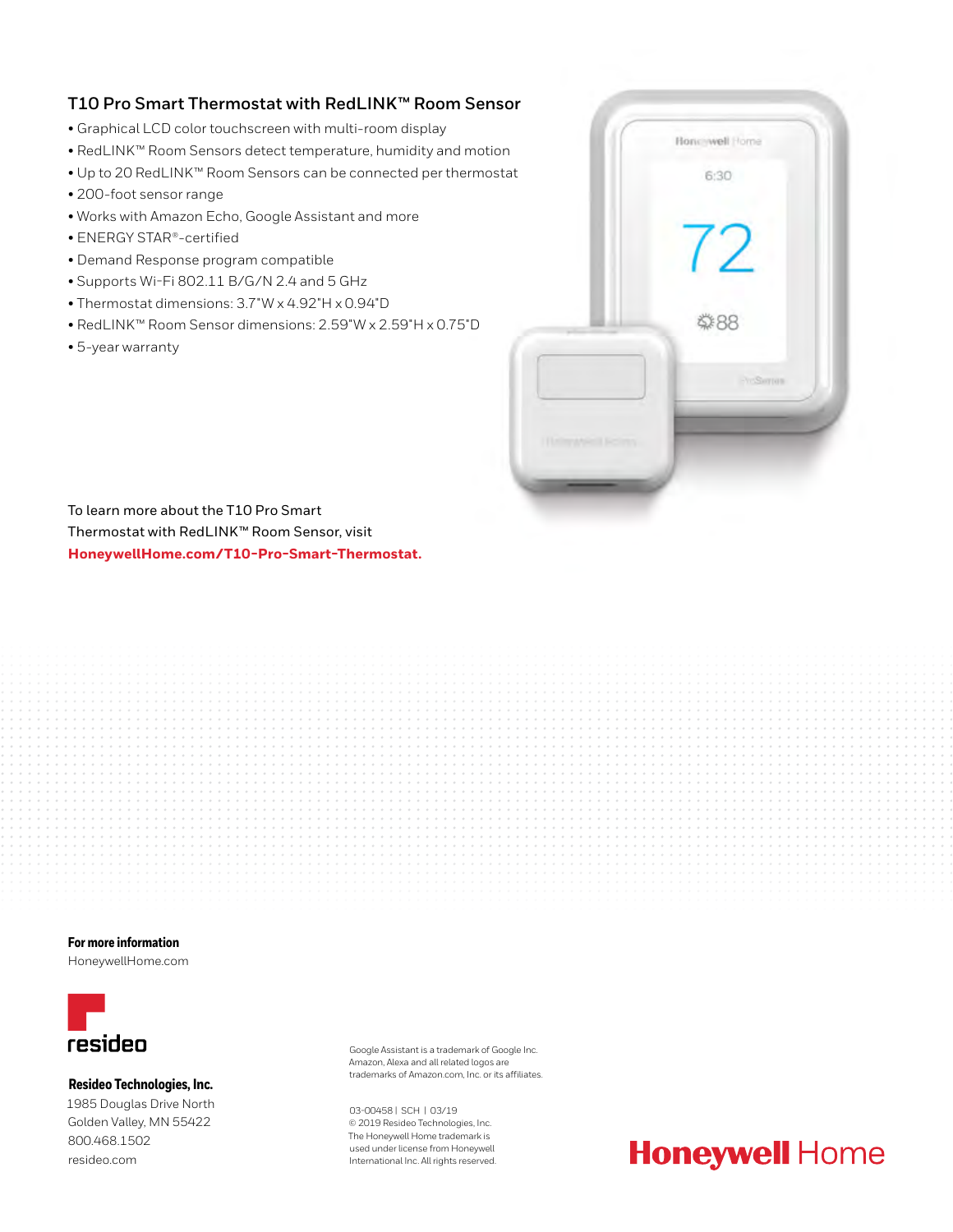## T10 Pro Smart Thermostat with RedLINK™ Room Sensor

- Graphical LCD color touchscreen with multi-room display
- RedLINK™ Room Sensors detect temperature, humidity and motion
- Up to 20 RedLINK™ Room Sensors can be connected per thermostat
- 200-foot sensor range
- Works with Amazon Echo, Google Assistant and more
- ENERGY STAR®-certified
- Demand Response program compatible
- Supports Wi-Fi 802.11 B/G/N 2.4 and 5 GHz
- Thermostat dimensions: 3.7"W x 4.92"H x 0.94"D
- RedLINK™ Room Sensor dimensions: 2.59"W x 2.59"H x 0.75"D
- 5-year warranty

To learn more about the T10 Pro Smart Thermostat with RedLINK™ Room Sensor, visit **HoneywellHome.com/T10-Pro-Smart-Thermostat.**

**For more information**
HoneywellHome.com

resideo

**Resideo Technologies, Inc.**
1985 Douglas Drive North
Golden Valley, MN 55422
800.468.1502
resideo.com

Google Assistant is a trademark of Google Inc. Amazon, Alexa and all related logos are trademarks of Amazon.com, Inc. or its affiliates.

03-00458 | SCH | 03/19
© 2019 Resideo Technologies, Inc.
The Honeywell Home trademark is used under license from Honeywell International Inc. All rights reserved.

Honeywell Home